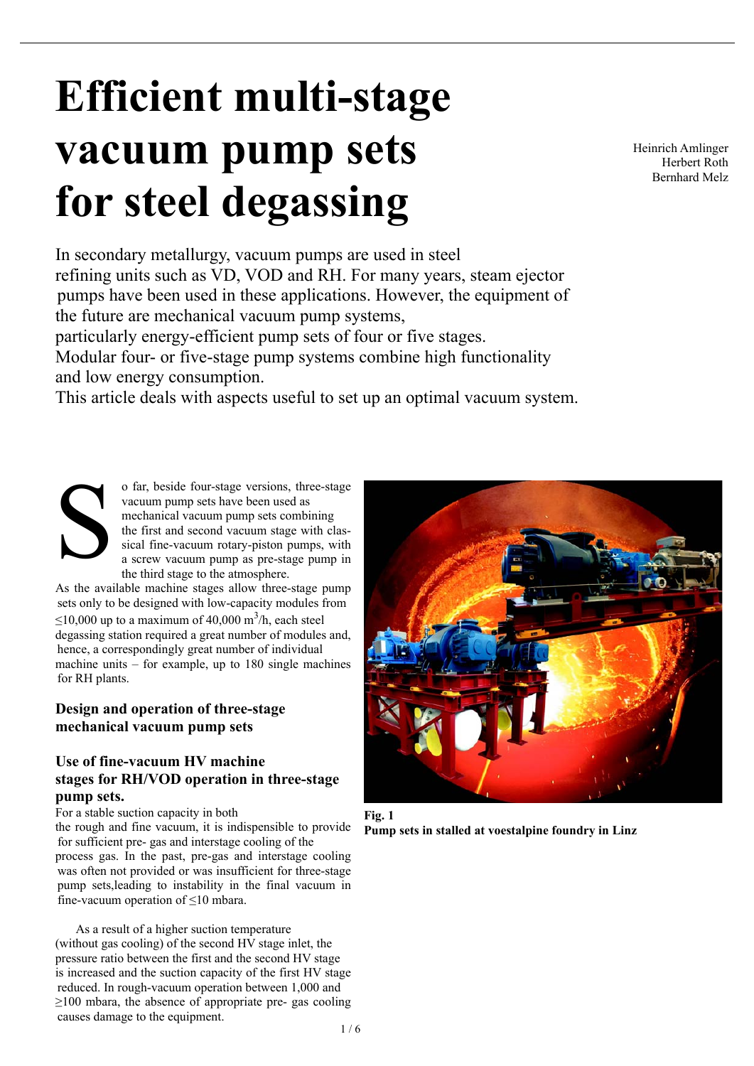# Efficient multi-stage vacuum pump sets for steel degassing

Heinrich Amlinger
Herbert Roth
Bernhard Melz

In secondary metallurgy, vacuum pumps are used in steel refining units such as VD, VOD and RH. For many years, steam ejector pumps have been used in these applications. However, the equipment of the future are mechanical vacuum pump systems, particularly energy-efficient pump sets of four or five stages. Modular four- or five-stage pump systems combine high functionality and low energy consumption.
This article deals with aspects useful to set up an optimal vacuum system.

So far, beside four-stage versions, three-stage vacuum pump sets have been used as mechanical vacuum pump sets combining the first and second vacuum stage with classical fine-vacuum rotary-piston pumps, with a screw vacuum pump as pre-stage pump in the third stage to the atmosphere.
As the available machine stages allow three-stage pump sets only to be designed with low-capacity modules from ≤10,000 up to a maximum of 40,000 $m^3$/h, each steel degassing station required a great number of modules and, hence, a correspondingly great number of individual machine units – for example, up to 180 single machines for RH plants.

### Design and operation of three-stage mechanical vacuum pump sets

### Use of fine-vacuum HV machine stages for RH/VOD operation in three-stage pump sets.

For a stable suction capacity in both the rough and fine vacuum, it is indispensible to provide for sufficient pre- gas and interstage cooling of the process gas. In the past, pre-gas and interstage cooling was often not provided or was insufficient for three-stage pump sets,leading to instability in the final vacuum in fine-vacuum operation of ≤10 mbara.

As a result of a higher suction temperature (without gas cooling) of the second HV stage inlet, the pressure ratio between the first and the second HV stage is increased and the suction capacity of the first HV stage reduced. In rough-vacuum operation between 1,000 and ≥100 mbara, the absence of appropriate pre- gas cooling causes damage to the equipment.

**Fig. 1**
**Pump sets in stalled at voestalpine foundry in Linz**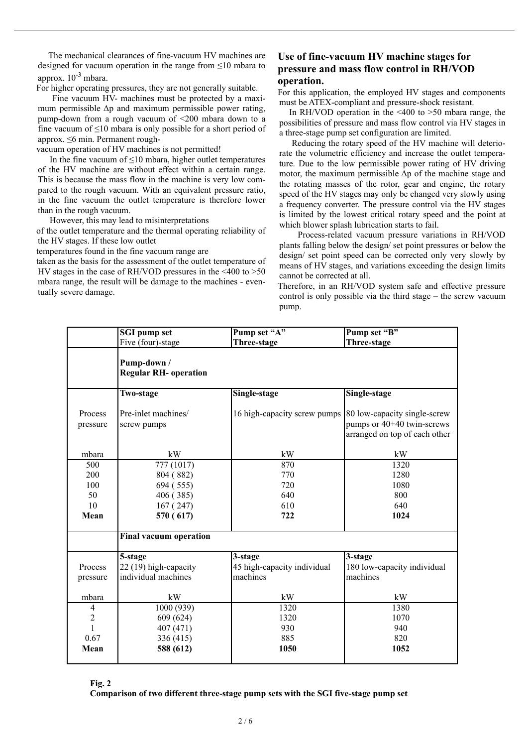The mechanical clearances of fine-vacuum HV machines are designed for vacuum operation in the range from ≤10 mbara to approx. $10^{-3}$ mbara.

For higher operating pressures, they are not generally suitable.

Fine vacuum HV- machines must be protected by a maximum permissible Δp and maximum permissible power rating, pump-down from a rough vacuum of <200 mbara down to a fine vacuum of ≤10 mbara is only possible for a short period of approx. ≤6 min. Permanent rough-vacuum operation of HV machines is not permitted!

In the fine vacuum of ≤10 mbara, higher outlet temperatures of the HV machine are without effect within a certain range. This is because the mass flow in the machine is very low compared to the rough vacuum. With an equivalent pressure ratio, in the fine vacuum the outlet temperature is therefore lower than in the rough vacuum.

However, this may lead to misinterpretations of the outlet temperature and the thermal operating reliability of the HV stages. If these low outlet temperatures found in the fine vacuum range are taken as the basis for the assessment of the outlet temperature of HV stages in the case of RH/VOD pressures in the <400 to >50 mbara range, the result will be damage to the machines - eventually severe damage.

## Use of fine-vacuum HV machine stages for pressure and mass flow control in RH/VOD operation.

For this application, the employed HV stages and components must be ATEX-compliant and pressure-shock resistant.

In RH/VOD operation in the <400 to >50 mbara range, the possibilities of pressure and mass flow control via HV stages in a three-stage pump set configuration are limited.

Reducing the rotary speed of the HV machine will deteriorate the volumetric efficiency and increase the outlet temperature. Due to the low permissible power rating of HV driving motor, the maximum permissible Δp of the machine stage and the rotating masses of the rotor, gear and engine, the rotary speed of the HV stages may only be changed very slowly using a frequency converter. The pressure control via the HV stages is limited by the lowest critical rotary speed and the point at which blower splash lubrication starts to fail.

Process-related vacuum pressure variations in RH/VOD plants falling below the design/ set point pressures or below the design/ set point speed can be corrected only very slowly by means of HV stages, and variations exceeding the design limits cannot be corrected at all.

Therefore, in an RH/VOD system safe and effective pressure control is only possible via the third stage – the screw vacuum pump.

| | **SGI pump set** Five (four)-stage | **Pump set "A" Three-stage** | **Pump set "B" Three-stage** |
|---|---|---|---|
| | **Pump-down / Regular RH- operation** | | |
| Process pressure | **Two-stage** Pre-inlet machines/ screw pumps | **Single-stage** 16 high-capacity screw pumps | **Single-stage** 80 low-capacity single-screw pumps or 40+40 twin-screws arranged on top of each other |
| mbara | kW | kW | kW |
| 500 | 777 (1017) | 870 | 1320 |
| 200 | 804 ( 882) | 770 | 1280 |
| 100 | 694 ( 555) | 720 | 1080 |
| 50 | 406 ( 385) | 640 | 800 |
| 10 | 167 ( 247) | 610 | 640 |
| **Mean** | **570 ( 617)** | **722** | **1024** |
| | **Final vacuum operation** | | |
| Process pressure | **5-stage** 22 (19) high-capacity individual machines | **3-stage** 45 high-capacity individual machines | **3-stage** 180 low-capacity individual machines |
| mbara | kW | kW | kW |
| 4 | 1000 (939) | 1320 | 1380 |
| 2 | 609 (624) | 1320 | 1070 |
| 1 | 407 (471) | 930 | 940 |
| 0.67 | 336 (415) | 885 | 820 |
| **Mean** | **588 (612)** | **1050** | **1052** |

**Fig. 2**
**Comparison of two different three-stage pump sets with the SGI five-stage pump set**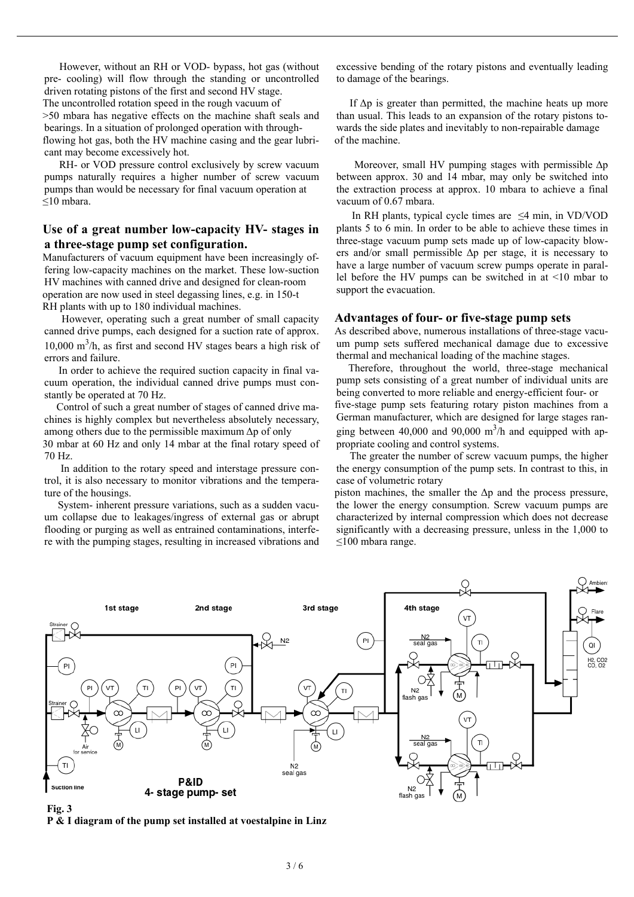However, without an RH or VOD- bypass, hot gas (without pre- cooling) will flow through the standing or uncontrolled driven rotating pistons of the first and second HV stage. The uncontrolled rotation speed in the rough vacuum of >50 mbara has negative effects on the machine shaft seals and bearings. In a situation of prolonged operation with through-flowing hot gas, both the HV machine casing and the gear lubricant may become excessively hot.

RH- or VOD pressure control exclusively by screw vacuum pumps naturally requires a higher number of screw vacuum pumps than would be necessary for final vacuum operation at ≤10 mbara.

## Use of a great number low-capacity HV- stages in a three-stage pump set configuration.

Manufacturers of vacuum equipment have been increasingly offering low-capacity machines on the market. These low-suction HV machines with canned drive and designed for clean-room operation are now used in steel degassing lines, e.g. in 150-t RH plants with up to 180 individual machines.

However, operating such a great number of small capacity canned drive pumps, each designed for a suction rate of approx. 10,000 $m^3$/h, as first and second HV stages bears a high risk of errors and failure.

In order to achieve the required suction capacity in final vacuum operation, the individual canned drive pumps must constantly be operated at 70 Hz.

Control of such a great number of stages of canned drive machines is highly complex but nevertheless absolutely necessary, among others due to the permissible maximum Δp of only 30 mbar at 60 Hz and only 14 mbar at the final rotary speed of 70 Hz.

In addition to the rotary speed and interstage pressure control, it is also necessary to monitor vibrations and the temperature of the housings.

System- inherent pressure variations, such as a sudden vacuum collapse due to leakages/ingress of external gas or abrupt flooding or purging as well as entrained contaminations, interfere with the pumping stages, resulting in increased vibrations and excessive bending of the rotary pistons and eventually leading to damage of the bearings.

If Δp is greater than permitted, the machine heats up more than usual. This leads to an expansion of the rotary pistons towards the side plates and inevitably to non-repairable damage of the machine.

Moreover, small HV pumping stages with permissible Δp between approx. 30 and 14 mbar, may only be switched into the extraction process at approx. 10 mbara to achieve a final vacuum of 0.67 mbara.

In RH plants, typical cycle times are ≤4 min, in VD/VOD plants 5 to 6 min. In order to be able to achieve these times in three-stage vacuum pump sets made up of low-capacity blowers and/or small permissible Δp per stage, it is necessary to have a large number of vacuum screw pumps operate in parallel before the HV pumps can be switched in at <10 mbar to support the evacuation.

## Advantages of four- or five-stage pump sets

As described above, numerous installations of three-stage vacuum pump sets suffered mechanical damage due to excessive thermal and mechanical loading of the machine stages.

Therefore, throughout the world, three-stage mechanical pump sets consisting of a great number of individual units are being converted to more reliable and energy-efficient four- or five-stage pump sets featuring rotary piston machines from a German manufacturer, which are designed for large stages ranging between 40,000 and 90,000 $m^3$/h and equipped with appropriate cooling and control systems.

The greater the number of screw vacuum pumps, the higher the energy consumption of the pump sets. In contrast to this, in case of volumetric rotary piston machines, the smaller the Δp and the process pressure, the lower the energy consumption. Screw vacuum pumps are characterized by internal compression which does not decrease significantly with a decreasing pressure, unless in the 1,000 to ≤100 mbara range.

**Fig. 3**
**P & I diagram of the pump set installed at voestalpine in Linz**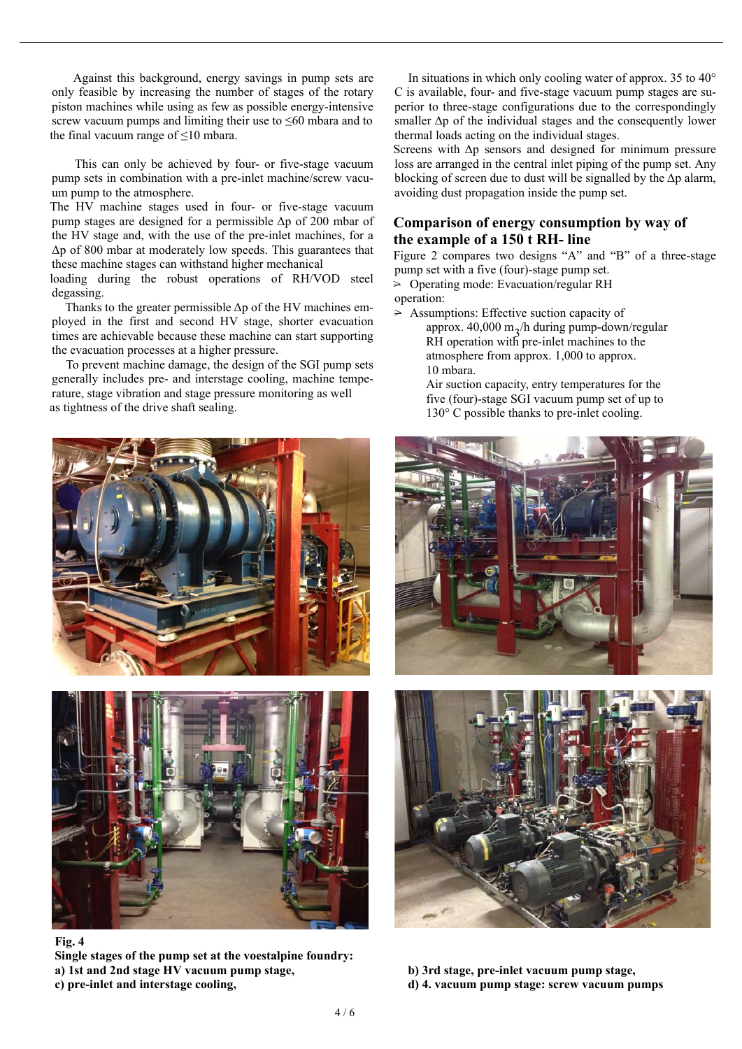Against this background, energy savings in pump sets are only feasible by increasing the number of stages of the rotary piston machines while using as few as possible energy-intensive screw vacuum pumps and limiting their use to ≤60 mbara and to the final vacuum range of ≤10 mbara.

This can only be achieved by four- or five-stage vacuum pump sets in combination with a pre-inlet machine/screw vacuum pump to the atmosphere.

The HV machine stages used in four- or five-stage vacuum pump stages are designed for a permissible Δp of 200 mbar of the HV stage and, with the use of the pre-inlet machines, for a Δp of 800 mbar at moderately low speeds. This guarantees that these machine stages can withstand higher mechanical loading during the robust operations of RH/VOD steel degassing.

Thanks to the greater permissible Δp of the HV machines employed in the first and second HV stage, shorter evacuation times are achievable because these machine can start supporting the evacuation processes at a higher pressure.

To prevent machine damage, the design of the SGI pump sets generally includes pre- and interstage cooling, machine temperature, stage vibration and stage pressure monitoring as well as tightness of the drive shaft sealing.

In situations in which only cooling water of approx. 35 to 40° C is available, four- and five-stage vacuum pump stages are superior to three-stage configurations due to the correspondingly smaller Δp of the individual stages and the consequently lower thermal loads acting on the individual stages.

Screens with Δp sensors and designed for minimum pressure loss are arranged in the central inlet piping of the pump set. Any blocking of screen due to dust will be signalled by the Δp alarm, avoiding dust propagation inside the pump set.

## Comparison of energy consumption by way of the example of a 150 t RH- line

Figure 2 compares two designs "A" and "B" of a three-stage pump set with a five (four)-stage pump set.

- Operating mode: Evacuation/regular RH operation:
- Assumptions: Effective suction capacity of approx. 40,000 $m^3$/h during pump-down/regular RH operation with pre-inlet machines to the atmosphere from approx. 1,000 to approx. 10 mbara.
  Air suction capacity, entry temperatures for the five (four)-stage SGI vacuum pump set of up to 130° C possible thanks to pre-inlet cooling.

**Fig. 4**
**Single stages of the pump set at the voestalpine foundry:**
**a) 1st and 2nd stage HV vacuum pump stage,**
**b) 3rd stage, pre-inlet vacuum pump stage,**
**c) pre-inlet and interstage cooling,**
**d) 4. vacuum pump stage: screw vacuum pumps**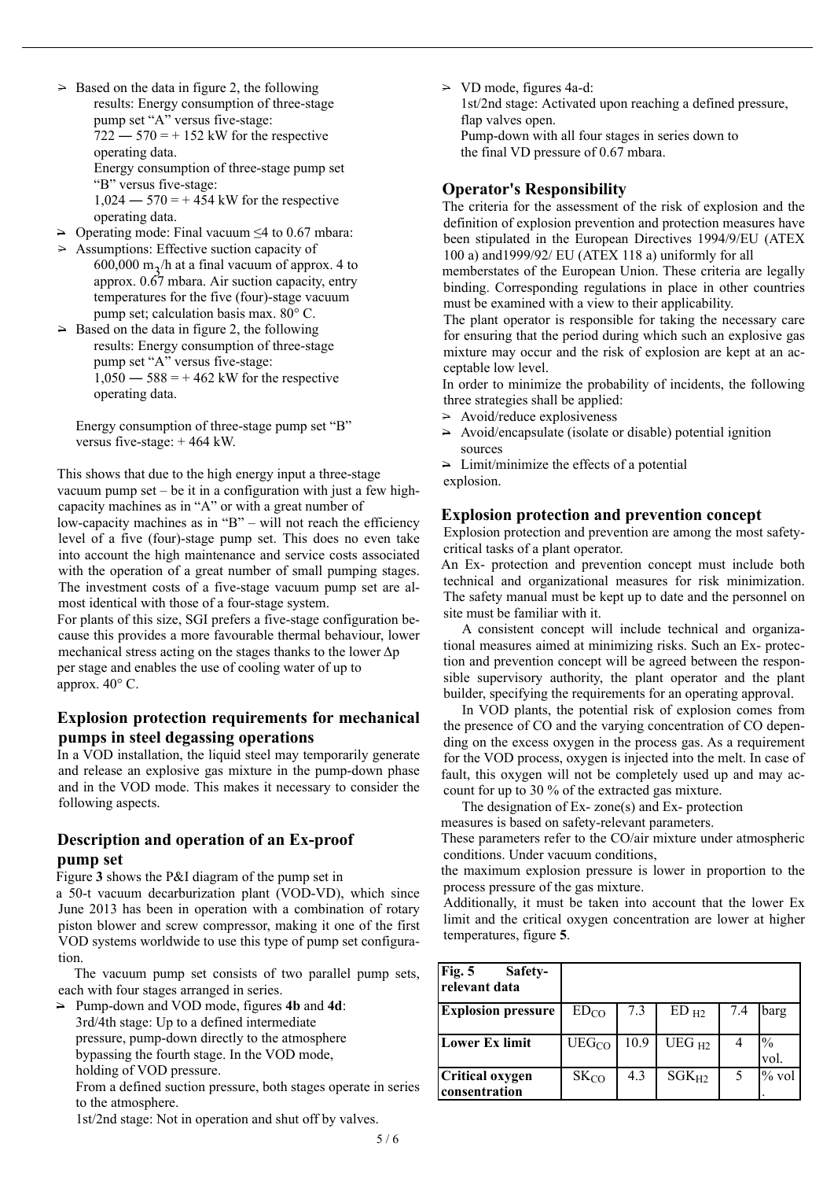- Based on the data in figure 2, the following results: Energy consumption of three-stage pump set "A" versus five-stage: 722 — 570 = + 152 kW for the respective operating data.
  Energy consumption of three-stage pump set "B" versus five-stage: 1,024 — 570 = + 454 kW for the respective operating data.
- Operating mode: Final vacuum ≤4 to 0.67 mbara:
- Assumptions: Effective suction capacity of 600,000 $m_3$/h at a final vacuum of approx. 4 to approx. 0.67 mbara. Air suction capacity, entry temperatures for the five (four)-stage vacuum pump set; calculation basis max. 80° C.
- Based on the data in figure 2, the following results: Energy consumption of three-stage pump set "A" versus five-stage: 1,050 — 588 = + 462 kW for the respective operating data.

  Energy consumption of three-stage pump set "B" versus five-stage: + 464 kW.

This shows that due to the high energy input a three-stage vacuum pump set – be it in a configuration with just a few high-capacity machines as in "A" or with a great number of low-capacity machines as in "B" – will not reach the efficiency level of a five (four)-stage pump set. This does no even take into account the high maintenance and service costs associated with the operation of a great number of small pumping stages. The investment costs of a five-stage vacuum pump set are almost identical with those of a four-stage system.

For plants of this size, SGI prefers a five-stage configuration because this provides a more favourable thermal behaviour, lower mechanical stress acting on the stages thanks to the lower Δp per stage and enables the use of cooling water of up to approx. 40° C.

## Explosion protection requirements for mechanical pumps in steel degassing operations

In a VOD installation, the liquid steel may temporarily generate and release an explosive gas mixture in the pump-down phase and in the VOD mode. This makes it necessary to consider the following aspects.

## Description and operation of an Ex-proof pump set

Figure **3** shows the P&I diagram of the pump set in a 50-t vacuum decarburization plant (VOD-VD), which since June 2013 has been in operation with a combination of rotary piston blower and screw compressor, making it one of the first VOD systems worldwide to use this type of pump set configuration.

The vacuum pump set consists of two parallel pump sets, each with four stages arranged in series.

- Pump-down and VOD mode, figures **4b** and **4d**:
  3rd/4th stage: Up to a defined intermediate pressure, pump-down directly to the atmosphere bypassing the fourth stage. In the VOD mode, holding of VOD pressure.
  From a defined suction pressure, both stages operate in series to the atmosphere.
  1st/2nd stage: Not in operation and shut off by valves.
- VD mode, figures 4a-d:
  1st/2nd stage: Activated upon reaching a defined pressure, flap valves open.
  Pump-down with all four stages in series down to the final VD pressure of 0.67 mbara.

## Operator's Responsibility

The criteria for the assessment of the risk of explosion and the definition of explosion prevention and protection measures have been stipulated in the European Directives 1994/9/EU (ATEX 100 a) and1999/92/ EU (ATEX 118 a) uniformly for all memberstates of the European Union. These criteria are legally binding. Corresponding regulations in place in other countries must be examined with a view to their applicability.

The plant operator is responsible for taking the necessary care for ensuring that the period during which such an explosive gas mixture may occur and the risk of explosion are kept at an acceptable low level.

In order to minimize the probability of incidents, the following three strategies shall be applied:

- Avoid/reduce explosiveness
- Avoid/encapsulate (isolate or disable) potential ignition sources
- Limit/minimize the effects of a potential explosion.

## Explosion protection and prevention concept

Explosion protection and prevention are among the most safety-critical tasks of a plant operator.

An Ex- protection and prevention concept must include both technical and organizational measures for risk minimization. The safety manual must be kept up to date and the personnel on site must be familiar with it.

A consistent concept will include technical and organizational measures aimed at minimizing risks. Such an Ex- protection and prevention concept will be agreed between the responsible supervisory authority, the plant operator and the plant builder, specifying the requirements for an operating approval.

In VOD plants, the potential risk of explosion comes from the presence of CO and the varying concentration of CO depending on the excess oxygen in the process gas. As a requirement for the VOD process, oxygen is injected into the melt. In case of fault, this oxygen will not be completely used up and may account for up to 30 % of the extracted gas mixture.

The designation of Ex- zone(s) and Ex- protection measures is based on safety-relevant parameters.

These parameters refer to the CO/air mixture under atmospheric conditions. Under vacuum conditions, the maximum explosion pressure is lower in proportion to the process pressure of the gas mixture.

Additionally, it must be taken into account that the lower Ex limit and the critical oxygen concentration are lower at higher temperatures, figure **5**.

| **Fig. 5 Safety-relevant data** | | | | | |
|---|---|---|---|---|---|
| **Explosion pressure** | $ED_{CO}$ | 7.3 | $ED_{H2}$ | 7.4 | barg |
| **Lower Ex limit** | $UEG_{CO}$ | 10.9 | $UEG_{H2}$ | 4 | % vol. |
| **Critical oxygen consentration** | $SK_{CO}$ | 4.3 | $SGK_{H2}$ | 5 | % vol. |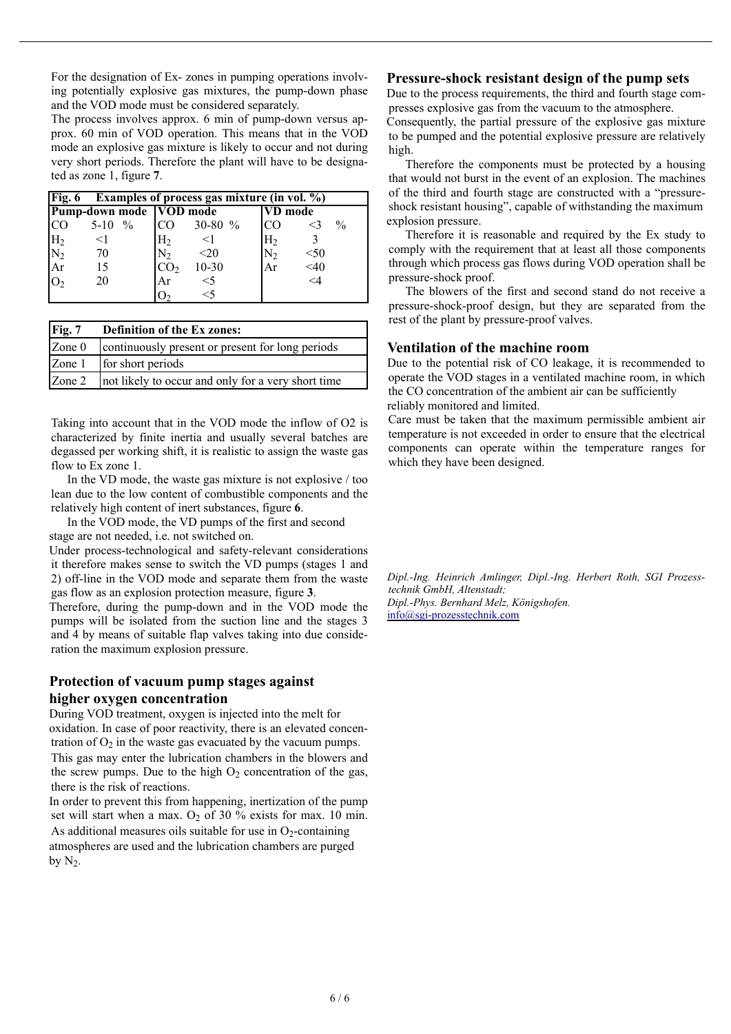For the designation of Ex- zones in pumping operations involving potentially explosive gas mixtures, the pump-down phase and the VOD mode must be considered separately.

The process involves approx. 6 min of pump-down versus approx. 60 min of VOD operation. This means that in the VOD mode an explosive gas mixture is likely to occur and not during very short periods. Therefore the plant will have to be designated as zone 1, figure **7**.

| **Fig. 6 Examples of process gas mixture (in vol. %)** | | | | | |
|---|---|---|---|---|---|
| **Pump-down mode** | | **VOD mode** | | **VD mode** | |
| CO | 5-10 % | CO | 30-80 % | CO | <3 % |
| $H_2$ | <1 | $H_2$ | <1 | $H_2$ | 3 |
| $N_2$ | 70 | $N_2$ | <20 | $N_2$ | <50 |
| Ar | 15 | $CO_2$ | 10-30 | Ar | <40 |
| $O_2$ | 20 | Ar | <5 | | <4 |
| | | $O_2$ | <5 | | |

| **Fig. 7** | **Definition of the Ex zones:** |
|---|---|
| Zone 0 | continuously present or present for long periods |
| Zone 1 | for short periods |
| Zone 2 | not likely to occur and only for a very short time |

Taking into account that in the VOD mode the inflow of O2 is characterized by finite inertia and usually several batches are degassed per working shift, it is realistic to assign the waste gas flow to Ex zone 1.

In the VD mode, the waste gas mixture is not explosive / too lean due to the low content of combustible components and the relatively high content of inert substances, figure **6**.

In the VOD mode, the VD pumps of the first and second stage are not needed, i.e. not switched on.

Under process-technological and safety-relevant considerations it therefore makes sense to switch the VD pumps (stages 1 and 2) off-line in the VOD mode and separate them from the waste gas flow as an explosion protection measure, figure **3**.

Therefore, during the pump-down and in the VOD mode the pumps will be isolated from the suction line and the stages 3 and 4 by means of suitable flap valves taking into due consideration the maximum explosion pressure.

## Protection of vacuum pump stages against higher oxygen concentration

During VOD treatment, oxygen is injected into the melt for oxidation. In case of poor reactivity, there is an elevated concentration of $O_2$ in the waste gas evacuated by the vacuum pumps. This gas may enter the lubrication chambers in the blowers and the screw pumps. Due to the high $O_2$ concentration of the gas, there is the risk of reactions.

In order to prevent this from happening, inertization of the pump set will start when a max. $O_2$ of 30 % exists for max. 10 min. As additional measures oils suitable for use in $O_2$-containing atmospheres are used and the lubrication chambers are purged by $N_2$.

## Pressure-shock resistant design of the pump sets

Due to the process requirements, the third and fourth stage compresses explosive gas from the vacuum to the atmosphere.

Consequently, the partial pressure of the explosive gas mixture to be pumped and the potential explosive pressure are relatively high.

Therefore the components must be protected by a housing that would not burst in the event of an explosion. The machines of the third and fourth stage are constructed with a "pressure-shock resistant housing", capable of withstanding the maximum explosion pressure.

Therefore it is reasonable and required by the Ex study to comply with the requirement that at least all those components through which process gas flows during VOD operation shall be pressure-shock proof.

The blowers of the first and second stand do not receive a pressure-shock-proof design, but they are separated from the rest of the plant by pressure-proof valves.

## Ventilation of the machine room

Due to the potential risk of CO leakage, it is recommended to operate the VOD stages in a ventilated machine room, in which the CO concentration of the ambient air can be sufficiently reliably monitored and limited.

Care must be taken that the maximum permissible ambient air temperature is not exceeded in order to ensure that the electrical components can operate within the temperature ranges for which they have been designed.

*Dipl.-Ing. Heinrich Amlinger, Dipl.-Ing. Herbert Roth, SGI Prozess-technik GmbH, Altenstadt;*
*Dipl.-Phys. Bernhard Melz, Königshofen.*
info@sgi-prozesstechnik.com